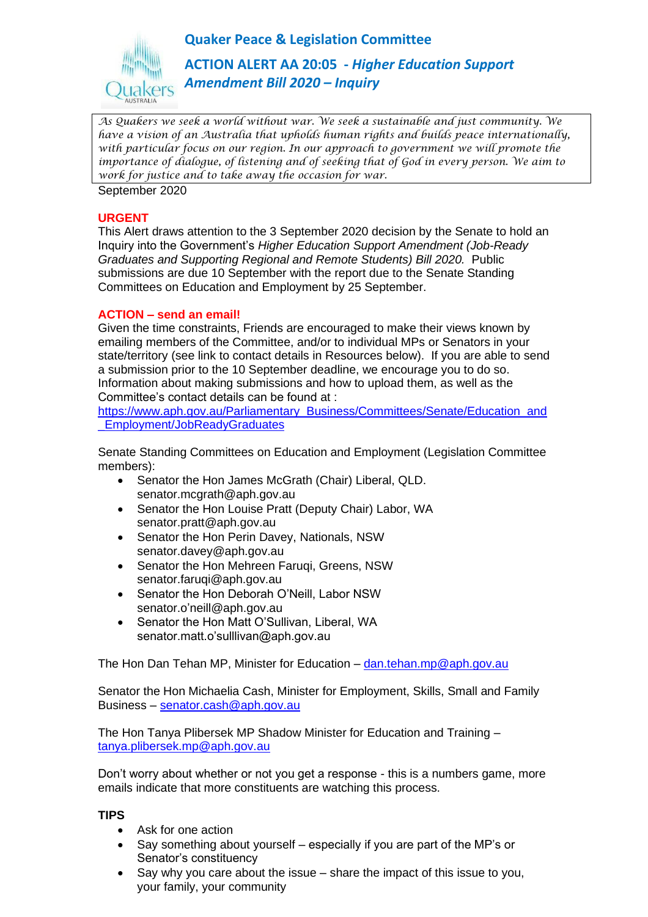# Quaker Peace & Legislation Committee

## ACTION ALERT AA 20:05 - *Higher Education Support Amendment Bill 2020 – Inquiry*

*As Quakers we seek a world without war. We seek a sustainable and just community. We have a vision of an Australia that upholds human rights and builds peace internationally, with particular focus on our region. In our approach to government we will promote the importance of dialogue, of listening and of seeking that of God in every person. We aim to work for justice and to take away the occasion for war.*

September 2020

**URGENT**

This Alert draws attention to the 3 September 2020 decision by the Senate to hold an Inquiry into the Government's *Higher Education Support Amendment (Job-Ready Graduates and Supporting Regional and Remote Students) Bill 2020.* Public submissions are due 10 September with the report due to the Senate Standing Committees on Education and Employment by 25 September.

**ACTION – send an email!**

Given the time constraints, Friends are encouraged to make their views known by emailing members of the Committee, and/or to individual MPs or Senators in your state/territory (see link to contact details in Resources below). If you are able to send a submission prior to the 10 September deadline, we encourage you to do so. Information about making submissions and how to upload them, as well as the Committee's contact details can be found at :
https://www.aph.gov.au/Parliamentary_Business/Committees/Senate/Education_and_Employment/JobReadyGraduates

Senate Standing Committees on Education and Employment (Legislation Committee members):

- Senator the Hon James McGrath (Chair) Liberal, QLD. senator.mcgrath@aph.gov.au
- Senator the Hon Louise Pratt (Deputy Chair) Labor, WA senator.pratt@aph.gov.au
- Senator the Hon Perin Davey, Nationals, NSW senator.davey@aph.gov.au
- Senator the Hon Mehreen Faruqi, Greens, NSW senator.faruqi@aph.gov.au
- Senator the Hon Deborah O'Neill, Labor NSW senator.o'neill@aph.gov.au
- Senator the Hon Matt O'Sullivan, Liberal, WA senator.matt.o'sulllivan@aph.gov.au

The Hon Dan Tehan MP, Minister for Education – dan.tehan.mp@aph.gov.au

Senator the Hon Michaelia Cash, Minister for Employment, Skills, Small and Family Business – senator.cash@aph.gov.au

The Hon Tanya Plibersek MP Shadow Minister for Education and Training – tanya.plibersek.mp@aph.gov.au

Don't worry about whether or not you get a response - this is a numbers game, more emails indicate that more constituents are watching this process.

**TIPS**

- Ask for one action
- Say something about yourself – especially if you are part of the MP's or Senator's constituency
- Say why you care about the issue – share the impact of this issue to you, your family, your community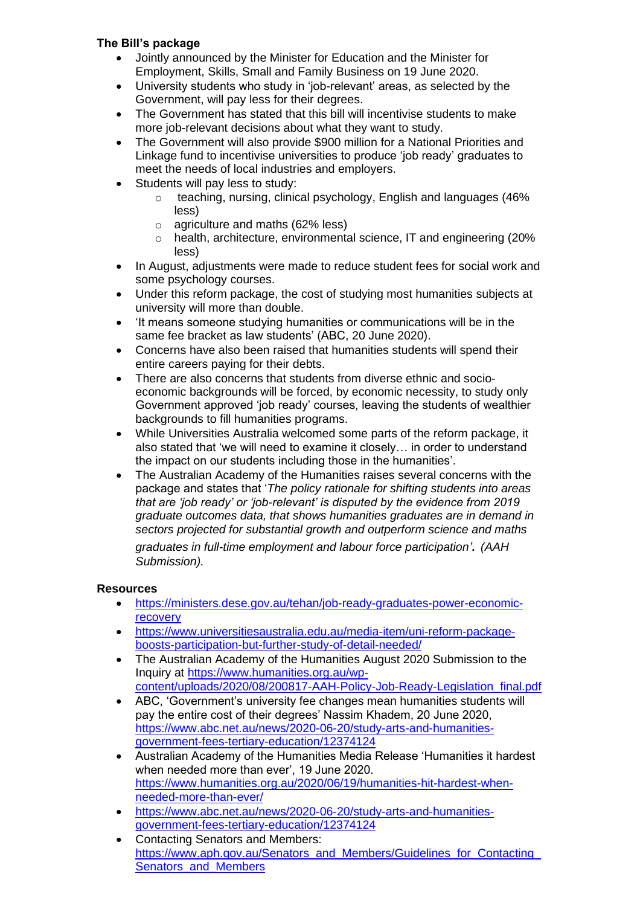**The Bill's package**

- Jointly announced by the Minister for Education and the Minister for Employment, Skills, Small and Family Business on 19 June 2020.
- University students who study in 'job-relevant' areas, as selected by the Government, will pay less for their degrees.
- The Government has stated that this bill will incentivise students to make more job-relevant decisions about what they want to study.
- The Government will also provide $900 million for a National Priorities and Linkage fund to incentivise universities to produce 'job ready' graduates to meet the needs of local industries and employers.
- Students will pay less to study:
    - teaching, nursing, clinical psychology, English and languages (46% less)
    - agriculture and maths (62% less)
    - health, architecture, environmental science, IT and engineering (20% less)
- In August, adjustments were made to reduce student fees for social work and some psychology courses.
- Under this reform package, the cost of studying most humanities subjects at university will more than double.
- 'It means someone studying humanities or communications will be in the same fee bracket as law students' (ABC, 20 June 2020).
- Concerns have also been raised that humanities students will spend their entire careers paying for their debts.
- There are also concerns that students from diverse ethnic and socio-economic backgrounds will be forced, by economic necessity, to study only Government approved 'job ready' courses, leaving the students of wealthier backgrounds to fill humanities programs.
- While Universities Australia welcomed some parts of the reform package, it also stated that 'we will need to examine it closely… in order to understand the impact on our students including those in the humanities'.
- The Australian Academy of the Humanities raises several concerns with the package and states that '*The policy rationale for shifting students into areas that are 'job ready' or 'job-relevant' is disputed by the evidence from 2019 graduate outcomes data, that shows humanities graduates are in demand in sectors projected for substantial growth and outperform science and maths graduates in full-time employment and labour force participation*'**.** *(AAH Submission).*

**Resources**

- https://ministers.dese.gov.au/tehan/job-ready-graduates-power-economic-recovery
- https://www.universitiesaustralia.edu.au/media-item/uni-reform-package-boosts-participation-but-further-study-of-detail-needed/
- The Australian Academy of the Humanities August 2020 Submission to the Inquiry at https://www.humanities.org.au/wp-content/uploads/2020/08/200817-AAH-Policy-Job-Ready-Legislation_final.pdf
- ABC, 'Government's university fee changes mean humanities students will pay the entire cost of their degrees' Nassim Khadem, 20 June 2020, https://www.abc.net.au/news/2020-06-20/study-arts-and-humanities-government-fees-tertiary-education/12374124
- Australian Academy of the Humanities Media Release 'Humanities it hardest when needed more than ever', 19 June 2020. https://www.humanities.org.au/2020/06/19/humanities-hit-hardest-when-needed-more-than-ever/
- https://www.abc.net.au/news/2020-06-20/study-arts-and-humanities-government-fees-tertiary-education/12374124
- Contacting Senators and Members: https://www.aph.gov.au/Senators_and_Members/Guidelines_for_Contacting_Senators_and_Members